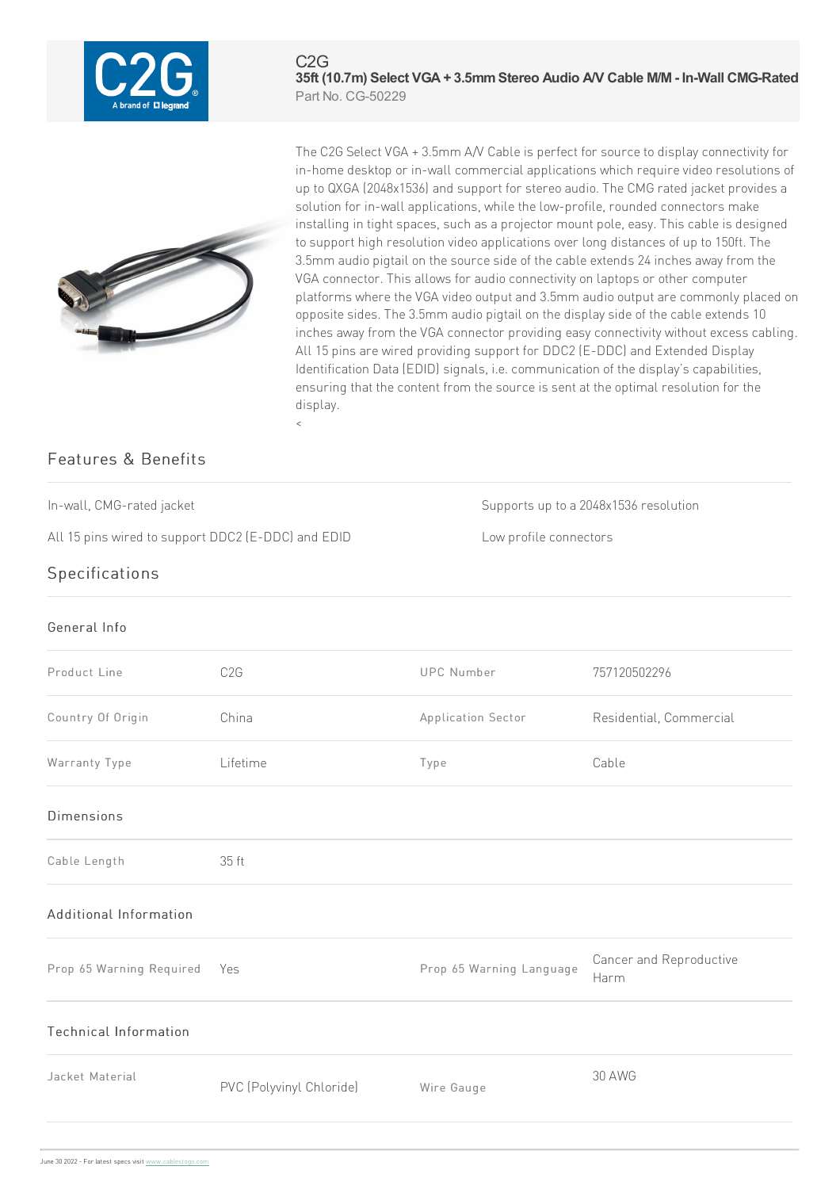C2G

# 35ft (10.7m) Select VGA + 3.5mm Stereo Audio A/V Cable M/M - In-Wall CMG-Rated

Part No. CG-50229

The C2G Select VGA + 3.5mm A/V Cable is perfect for source to display connectivity for in-home desktop or in-wall commercial applications which require video resolutions of up to QXGA (2048x1536) and support for stereo audio. The CMG rated jacket provides a solution for in-wall applications, while the low-profile, rounded connectors make installing in tight spaces, such as a projector mount pole, easy. This cable is designed to support high resolution video applications over long distances of up to 150ft. The 3.5mm audio pigtail on the source side of the cable extends 24 inches away from the VGA connector. This allows for audio connectivity on laptops or other computer platforms where the VGA video output and 3.5mm audio output are commonly placed on opposite sides. The 3.5mm audio pigtail on the display side of the cable extends 10 inches away from the VGA connector providing easy connectivity without excess cabling. All 15 pins are wired providing support for DDC2 (E-DDC) and Extended Display Identification Data (EDID) signals, i.e. communication of the display's capabilities, ensuring that the content from the source is sent at the optimal resolution for the display.

<

## Features & Benefits

- In-wall, CMG-rated jacket
- Supports up to a 2048x1536 resolution
- All 15 pins wired to support DDC2 (E-DDC) and EDID
- Low profile connectors

## Specifications

### General Info

| | | | |
|---|---|---|---|
| Product Line | C2G | UPC Number | 757120502296 |
| Country Of Origin | China | Application Sector | Residential, Commercial |
| Warranty Type | Lifetime | Type | Cable |

### Dimensions

| | |
|---|---|
| Cable Length | 35 ft |

### Additional Information

| | | | |
|---|---|---|---|
| Prop 65 Warning Required | Yes | Prop 65 Warning Language | Cancer and Reproductive Harm |

### Technical Information

| | | | |
|---|---|---|---|
| Jacket Material | PVC (Polyvinyl Chloride) | Wire Gauge | 30 AWG |

June 30 2022 - For latest specs visit www.cablestogo.com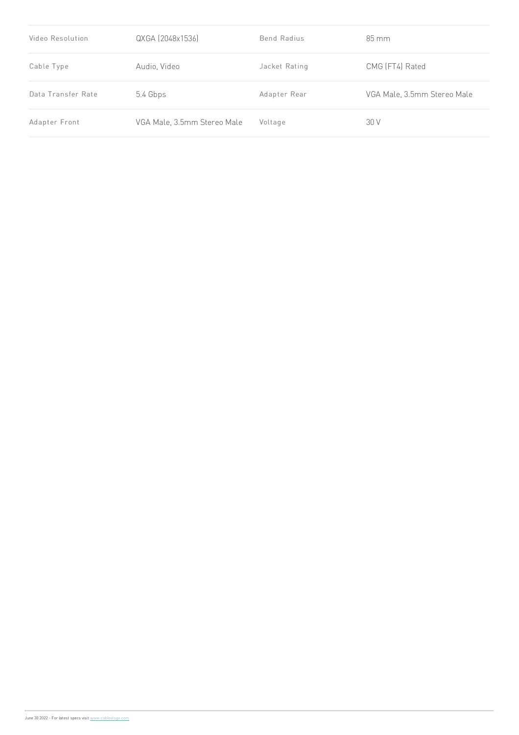| | | | |
|---|---|---|---|
| Video Resolution | QXGA (2048x1536) | Bend Radius | 85 mm |
| Cable Type | Audio, Video | Jacket Rating | CMG (FT4) Rated |
| Data Transfer Rate | 5.4 Gbps | Adapter Rear | VGA Male, 3.5mm Stereo Male |
| Adapter Front | VGA Male, 3.5mm Stereo Male | Voltage | 30 V |